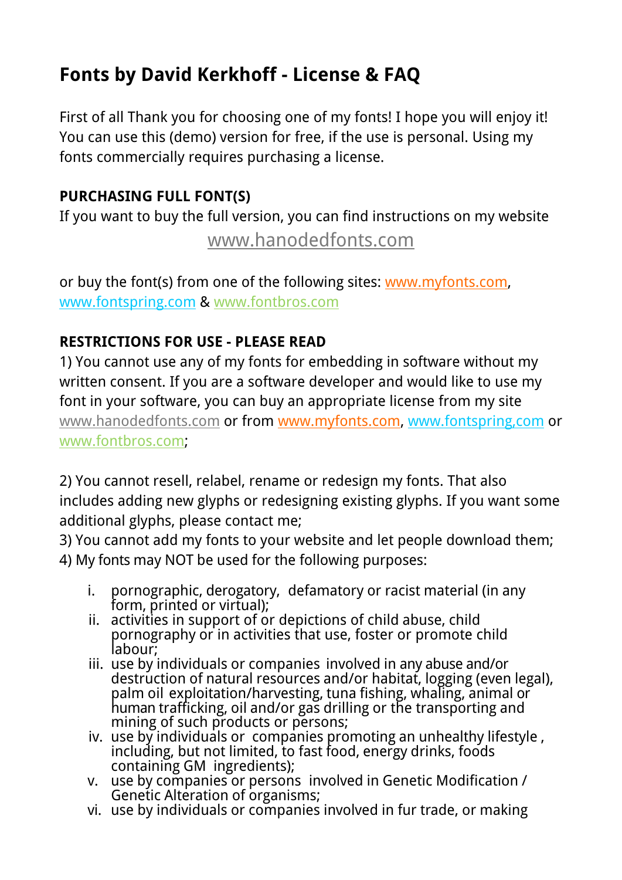# Fonts by David Kerkhoff - License & FAQ

First of all Thank you for choosing one of my fonts! I hope you will enjoy it! You can use this (demo) version for free, if the use is personal. Using my fonts commercially requires purchasing a license.

**PURCHASING FULL FONT(S)**

If you want to buy the full version, you can find instructions on my website

www.hanodedfonts.com

or buy the font(s) from one of the following sites: www.myfonts.com, www.fontspring.com & www.fontbros.com

**RESTRICTIONS FOR USE - PLEASE READ**

1) You cannot use any of my fonts for embedding in software without my written consent. If you are a software developer and would like to use my font in your software, you can buy an appropriate license from my site www.hanodedfonts.com or from www.myfonts.com, www.fontspring,com or www.fontbros.com;

2) You cannot resell, relabel, rename or redesign my fonts. That also includes adding new glyphs or redesigning existing glyphs. If you want some additional glyphs, please contact me;

3) You cannot add my fonts to your website and let people download them;

4) My fonts may NOT be used for the following purposes:

i. pornographic, derogatory, defamatory or racist material (in any form, printed or virtual);
ii. activities in support of or depictions of child abuse, child pornography or in activities that use, foster or promote child labour;
iii. use by individuals or companies involved in any abuse and/or destruction of natural resources and/or habitat, logging (even legal), palm oil exploitation/harvesting, tuna fishing, whaling, animal or human trafficking, oil and/or gas drilling or the transporting and mining of such products or persons;
iv. use by individuals or companies promoting an unhealthy lifestyle , including, but not limited, to fast food, energy drinks, foods containing GM ingredients);
v. use by companies or persons involved in Genetic Modification / Genetic Alteration of organisms;
vi. use by individuals or companies involved in fur trade, or making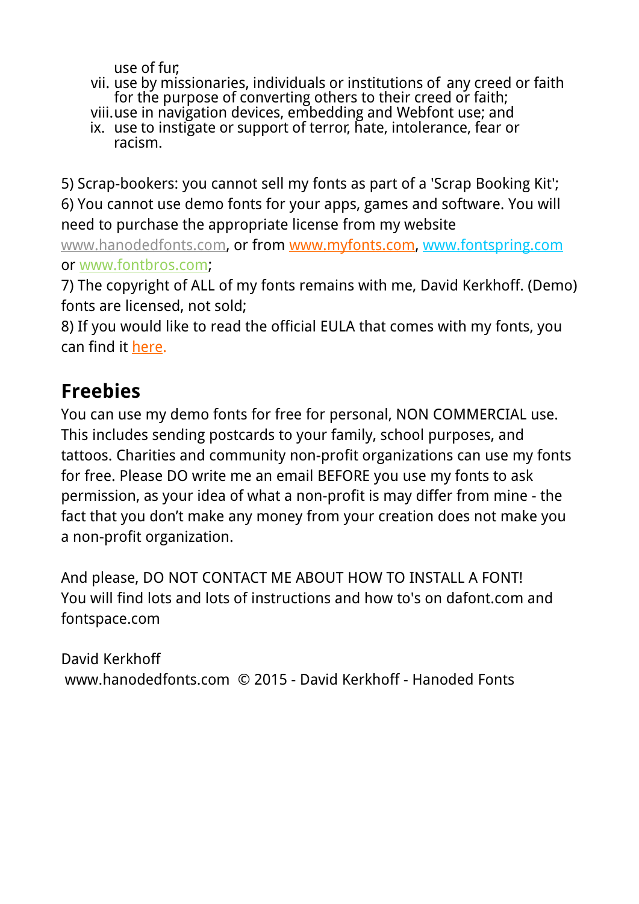use of fur;

vii. use by missionaries, individuals or institutions of any creed or faith for the purpose of converting others to their creed or faith;
viii. use in navigation devices, embedding and Webfont use; and
ix. use to instigate or support of terror, hate, intolerance, fear or racism.

5) Scrap-bookers: you cannot sell my fonts as part of a 'Scrap Booking Kit';
6) You cannot use demo fonts for your apps, games and software. You will need to purchase the appropriate license from my website www.hanodedfonts.com, or from www.myfonts.com, www.fontspring.com or www.fontbros.com;
7) The copyright of ALL of my fonts remains with me, David Kerkhoff. (Demo) fonts are licensed, not sold;
8) If you would like to read the official EULA that comes with my fonts, you can find it here.

## Freebies

You can use my demo fonts for free for personal, NON COMMERCIAL use. This includes sending postcards to your family, school purposes, and tattoos. Charities and community non-profit organizations can use my fonts for free. Please DO write me an email BEFORE you use my fonts to ask permission, as your idea of what a non-profit is may differ from mine - the fact that you don't make any money from your creation does not make you a non-profit organization.

And please, DO NOT CONTACT ME ABOUT HOW TO INSTALL A FONT!
You will find lots and lots of instructions and how to's on dafont.com and fontspace.com

David Kerkhoff
www.hanodedfonts.com © 2015 - David Kerkhoff - Hanoded Fonts